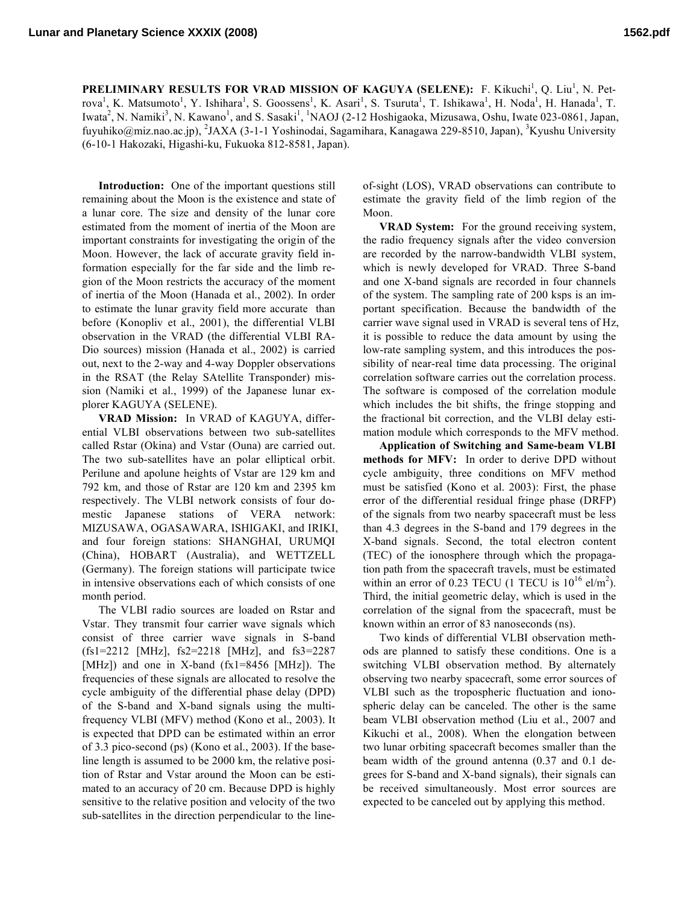**PRELIMINARY RESULTS FOR VRAD MISSION OF KAGUYA (SELENE):** F. Kikuchi[1], Q. Liu[1], N. Petrova[1], K. Matsumoto[1], Y. Ishihara[1], S. Goossens[1], K. Asari[1], S. Tsuruta[1], T. Ishikawa[1], H. Noda[1], H. Hanada[1], T. Iwata[2], N. Namiki[3], N. Kawano[1], and S. Sasaki[1], [1]NAOJ (2-12 Hoshigaoka, Mizusawa, Oshu, Iwate 023-0861, Japan, fuyuhiko@miz.nao.ac.jp), [2]JAXA (3-1-1 Yoshinodai, Sagamihara, Kanagawa 229-8510, Japan), [3]Kyushu University (6-10-1 Hakozaki, Higashi-ku, Fukuoka 812-8581, Japan).

**Introduction:** One of the important questions still remaining about the Moon is the existence and state of a lunar core. The size and density of the lunar core estimated from the moment of inertia of the Moon are important constraints for investigating the origin of the Moon. However, the lack of accurate gravity field information especially for the far side and the limb region of the Moon restricts the accuracy of the moment of inertia of the Moon (Hanada et al., 2002). In order to estimate the lunar gravity field more accurate than before (Konopliv et al., 2001), the differential VLBI observation in the VRAD (the differential VLBI RADio sources) mission (Hanada et al., 2002) is carried out, next to the 2-way and 4-way Doppler observations in the RSAT (the Relay SAtellite Transponder) mission (Namiki et al., 1999) of the Japanese lunar explorer KAGUYA (SELENE).

**VRAD Mission:** In VRAD of KAGUYA, differential VLBI observations between two sub-satellites called Rstar (Okina) and Vstar (Ouna) are carried out. The two sub-satellites have an polar elliptical orbit. Perilune and apolune heights of Vstar are 129 km and 792 km, and those of Rstar are 120 km and 2395 km respectively. The VLBI network consists of four domestic Japanese stations of VERA network: MIZUSAWA, OGASAWARA, ISHIGAKI, and IRIKI, and four foreign stations: SHANGHAI, URUMQI (China), HOBART (Australia), and WETTZELL (Germany). The foreign stations will participate twice in intensive observations each of which consists of one month period.

The VLBI radio sources are loaded on Rstar and Vstar. They transmit four carrier wave signals which consist of three carrier wave signals in S-band ($fs1$=2212 [MHz], $fs2$=2218 [MHz], and $fs3$=2287 [MHz]) and one in X-band ($fx1$=8456 [MHz]). The frequencies of these signals are allocated to resolve the cycle ambiguity of the differential phase delay (DPD) of the S-band and X-band signals using the multi-frequency VLBI (MFV) method (Kono et al., 2003). It is expected that DPD can be estimated within an error of 3.3 pico-second (ps) (Kono et al., 2003). If the baseline length is assumed to be 2000 km, the relative position of Rstar and Vstar around the Moon can be estimated to an accuracy of 20 cm. Because DPD is highly sensitive to the relative position and velocity of the two sub-satellites in the direction perpendicular to the line-of-sight (LOS), VRAD observations can contribute to estimate the gravity field of the limb region of the Moon.

**VRAD System:** For the ground receiving system, the radio frequency signals after the video conversion are recorded by the narrow-bandwidth VLBI system, which is newly developed for VRAD. Three S-band and one X-band signals are recorded in four channels of the system. The sampling rate of 200 ksps is an important specification. Because the bandwidth of the carrier wave signal used in VRAD is several tens of Hz, it is possible to reduce the data amount by using the low-rate sampling system, and this introduces the possibility of near-real time data processing. The original correlation software carries out the correlation process. The software is composed of the correlation module which includes the bit shifts, the fringe stopping and the fractional bit correction, and the VLBI delay estimation module which corresponds to the MFV method.

**Application of Switching and Same-beam VLBI methods for MFV:** In order to derive DPD without cycle ambiguity, three conditions on MFV method must be satisfied (Kono et al. 2003): First, the phase error of the differential residual fringe phase (DRFP) of the signals from two nearby spacecraft must be less than 4.3 degrees in the S-band and 179 degrees in the X-band signals. Second, the total electron content (TEC) of the ionosphere through which the propagation path from the spacecraft travels, must be estimated within an error of 0.23 TECU (1 TECU is $10^{16}$ el/m$^2$). Third, the initial geometric delay, which is used in the correlation of the signal from the spacecraft, must be known within an error of 83 nanoseconds (ns).

Two kinds of differential VLBI observation methods are planned to satisfy these conditions. One is a switching VLBI observation method. By alternately observing two nearby spacecraft, some error sources of VLBI such as the tropospheric fluctuation and ionospheric delay can be canceled. The other is the same beam VLBI observation method (Liu et al., 2007 and Kikuchi et al., 2008). When the elongation between two lunar orbiting spacecraft becomes smaller than the beam width of the ground antenna (0.37 and 0.1 degrees for S-band and X-band signals), their signals can be received simultaneously. Most error sources are expected to be canceled out by applying this method.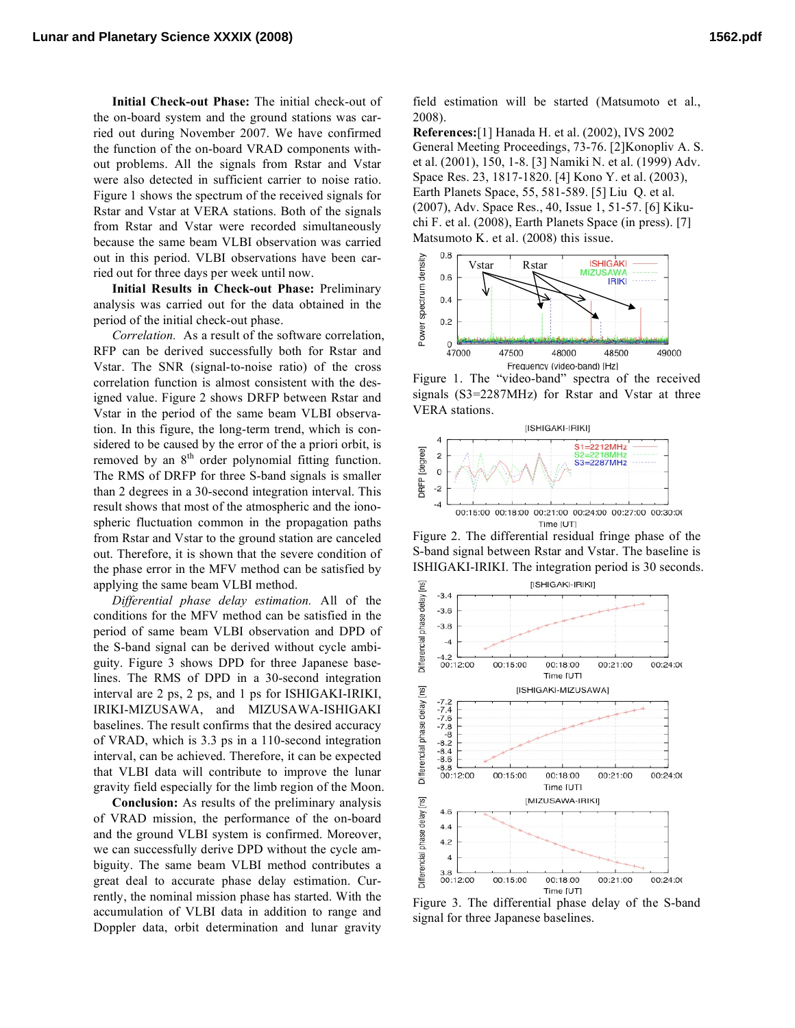**Initial Check-out Phase:** The initial check-out of the on-board system and the ground stations was carried out during November 2007. We have confirmed the function of the on-board VRAD components without problems. All the signals from Rstar and Vstar were also detected in sufficient carrier to noise ratio. Figure 1 shows the spectrum of the received signals for Rstar and Vstar at VERA stations. Both of the signals from Rstar and Vstar were recorded simultaneously because the same beam VLBI observation was carried out in this period. VLBI observations have been carried out for three days per week until now.

**Initial Results in Check-out Phase:** Preliminary analysis was carried out for the data obtained in the period of the initial check-out phase.

*Correlation.* As a result of the software correlation, RFP can be derived successfully both for Rstar and Vstar. The SNR (signal-to-noise ratio) of the cross correlation function is almost consistent with the designed value. Figure 2 shows DRFP between Rstar and Vstar in the period of the same beam VLBI observation. In this figure, the long-term trend, which is considered to be caused by the error of the a priori orbit, is removed by an $8^{th}$ order polynomial fitting function. The RMS of DRFP for three S-band signals is smaller than 2 degrees in a 30-second integration interval. This result shows that most of the atmospheric and the ionospheric fluctuation common in the propagation paths from Rstar and Vstar to the ground station are canceled out. Therefore, it is shown that the severe condition of the phase error in the MFV method can be satisfied by applying the same beam VLBI method.

*Differential phase delay estimation.* All of the conditions for the MFV method can be satisfied in the period of same beam VLBI observation and DPD of the S-band signal can be derived without cycle ambiguity. Figure 3 shows DPD for three Japanese baselines. The RMS of DPD in a 30-second integration interval are 2 ps, 2 ps, and 1 ps for ISHIGAKI-IRIKI, IRIKI-MIZUSAWA, and MIZUSAWA-ISHIGAKI baselines. The result confirms that the desired accuracy of VRAD, which is 3.3 ps in a 110-second integration interval, can be achieved. Therefore, it can be expected that VLBI data will contribute to improve the lunar gravity field especially for the limb region of the Moon.

**Conclusion:** As results of the preliminary analysis of VRAD mission, the performance of the on-board and the ground VLBI system is confirmed. Moreover, we can successfully derive DPD without the cycle ambiguity. The same beam VLBI method contributes a great deal to accurate phase delay estimation. Currently, the nominal mission phase has started. With the accumulation of VLBI data in addition to range and Doppler data, orbit determination and lunar gravity field estimation will be started (Matsumoto et al., 2008).

**References:**[1] Hanada H. et al. (2002), IVS 2002 General Meeting Proceedings, 73-76. [2]Konopliv A. S. et al. (2001), 150, 1-8. [3] Namiki N. et al. (1999) Adv. Space Res. 23, 1817-1820. [4] Kono Y. et al. (2003), Earth Planets Space, 55, 581-589. [5] Liu Q. et al. (2007), Adv. Space Res., 40, Issue 1, 51-57. [6] Kikuchi F. et al. (2008), Earth Planets Space (in press). [7] Matsumoto K. et al. (2008) this issue.

Vstar
Rstar
ISHIGAKI
MIZUSAWA
IRIKI
Power spectrum density
0.8
0.6
0.4
0.2
0
47000
47500
48000
48500
49000
Frequency (video-band) [Hz]

Figure 1. The "video-band" spectra of the received signals (S3=2287MHz) for Rstar and Vstar at three VERA stations.

[ISHIGAKI-IRIKI]
S1=2212MHz
S2=2218MHz
S3=2287MHz
DRFP [degree]
4
2
0
-2
-4
00:15:00
00:18:00
00:21:00
00:24:00
00:27:00
00:30:00
Time [UT]

Figure 2. The differential residual fringe phase of the S-band signal between Rstar and Vstar. The baseline is ISHIGAKI-IRIKI. The integration period is 30 seconds.

[ISHIGAKI-IRIKI]
Differencial phase delay [ns]
-3.4
-3.6
-3.8
-4
-4.2
00:12:00
00:15:00
00:18:00
00:21:00
00:24:00
Time [UT]

[ISHIGAKI-MIZUSAWA]
Differencial phase delay [ns]
-7.2
-7.4
-7.6
-7.8
-8
-8.2
-8.4
-8.6
-8.8
00:12:00
00:15:00
00:18:00
00:21:00
00:24:00
Time [UT]

[MIZUSAWA-IRIKI]
Differencial phase delay [ns]
4.6
4.4
4.2
4
3.8
00:12:00
00:15:00
00:18:00
00:21:00
00:24:00
Time [UT]

Figure 3. The differential phase delay of the S-band signal for three Japanese baselines.